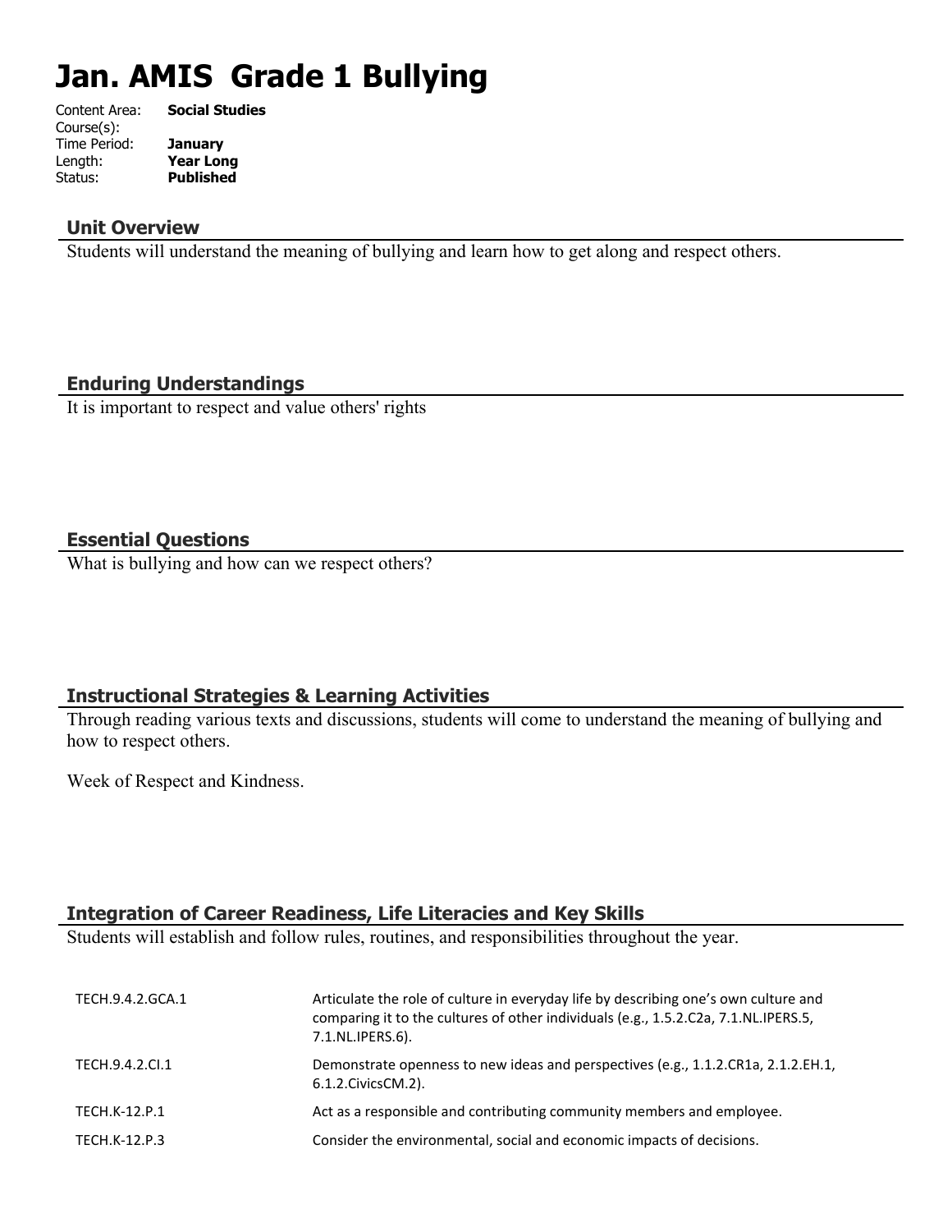# Jan. AMIS Grade 1 Bullying

| | |
|---|---|
| Content Area: | **Social Studies** |
| Course(s): | |
| Time Period: | **January** |
| Length: | **Year Long** |
| Status: | **Published** |

## Unit Overview

Students will understand the meaning of bullying and learn how to get along and respect others.

## Enduring Understandings

It is important to respect and value others' rights

## Essential Questions

What is bullying and how can we respect others?

## Instructional Strategies & Learning Activities

Through reading various texts and discussions, students will come to understand the meaning of bullying and how to respect others.

Week of Respect and Kindness.

## Integration of Career Readiness, Life Literacies and Key Skills

Students will establish and follow rules, routines, and responsibilities throughout the year.

| | |
|---|---|
| TECH.9.4.2.GCA.1 | Articulate the role of culture in everyday life by describing one's own culture and comparing it to the cultures of other individuals (e.g., 1.5.2.C2a, 7.1.NL.IPERS.5, 7.1.NL.IPERS.6). |
| TECH.9.4.2.CI.1 | Demonstrate openness to new ideas and perspectives (e.g., 1.1.2.CR1a, 2.1.2.EH.1, 6.1.2.CivicsCM.2). |
| TECH.K-12.P.1 | Act as a responsible and contributing community members and employee. |
| TECH.K-12.P.3 | Consider the environmental, social and economic impacts of decisions. |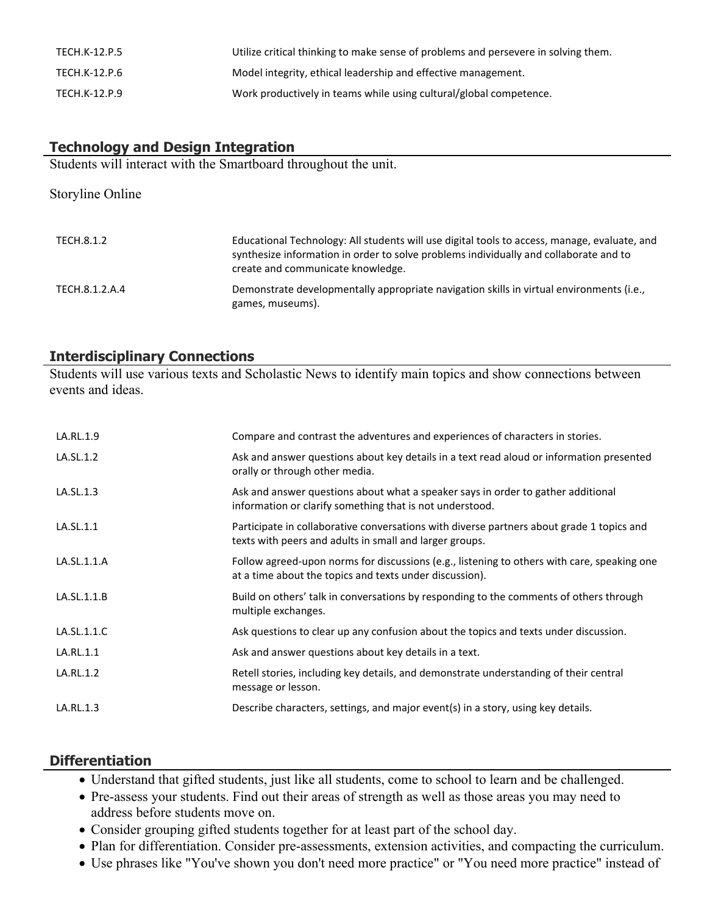| | |
|---|---|
| TECH.K-12.P.5 | Utilize critical thinking to make sense of problems and persevere in solving them. |
| TECH.K-12.P.6 | Model integrity, ethical leadership and effective management. |
| TECH.K-12.P.9 | Work productively in teams while using cultural/global competence. |

## Technology and Design Integration

Students will interact with the Smartboard throughout the unit.

Storyline Online

| | |
|---|---|
| TECH.8.1.2 | Educational Technology: All students will use digital tools to access, manage, evaluate, and synthesize information in order to solve problems individually and collaborate and to create and communicate knowledge. |
| TECH.8.1.2.A.4 | Demonstrate developmentally appropriate navigation skills in virtual environments (i.e., games, museums). |

## Interdisciplinary Connections

Students will use various texts and Scholastic News to identify main topics and show connections between events and ideas.

| | |
|---|---|
| LA.RL.1.9 | Compare and contrast the adventures and experiences of characters in stories. |
| LA.SL.1.2 | Ask and answer questions about key details in a text read aloud or information presented orally or through other media. |
| LA.SL.1.3 | Ask and answer questions about what a speaker says in order to gather additional information or clarify something that is not understood. |
| LA.SL.1.1 | Participate in collaborative conversations with diverse partners about grade 1 topics and texts with peers and adults in small and larger groups. |
| LA.SL.1.1.A | Follow agreed-upon norms for discussions (e.g., listening to others with care, speaking one at a time about the topics and texts under discussion). |
| LA.SL.1.1.B | Build on others' talk in conversations by responding to the comments of others through multiple exchanges. |
| LA.SL.1.1.C | Ask questions to clear up any confusion about the topics and texts under discussion. |
| LA.RL.1.1 | Ask and answer questions about key details in a text. |
| LA.RL.1.2 | Retell stories, including key details, and demonstrate understanding of their central message or lesson. |
| LA.RL.1.3 | Describe characters, settings, and major event(s) in a story, using key details. |

## Differentiation

- Understand that gifted students, just like all students, come to school to learn and be challenged.
- Pre-assess your students. Find out their areas of strength as well as those areas you may need to address before students move on.
- Consider grouping gifted students together for at least part of the school day.
- Plan for differentiation. Consider pre-assessments, extension activities, and compacting the curriculum.
- Use phrases like "You've shown you don't need more practice" or "You need more practice" instead of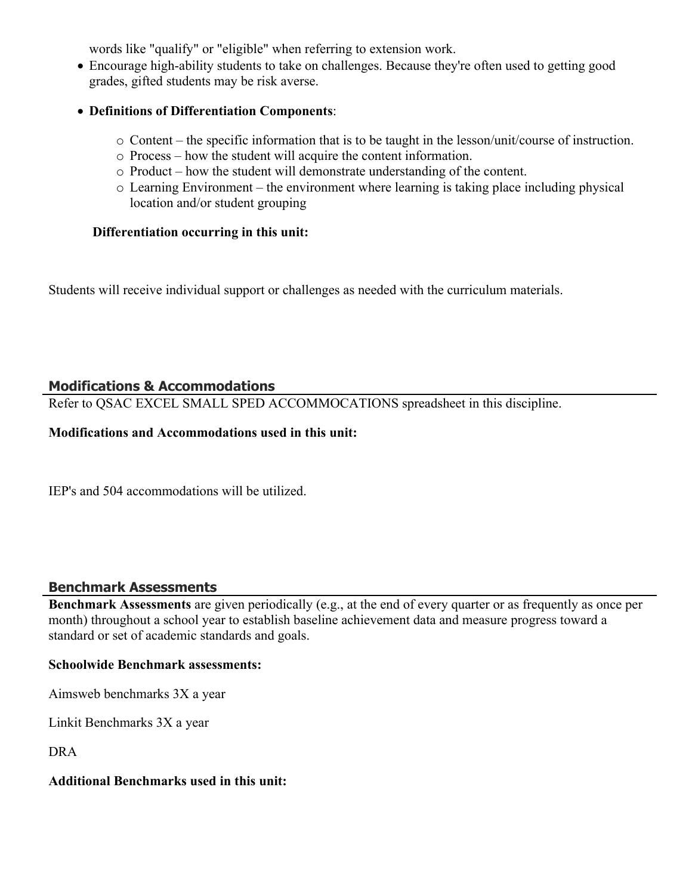words like "qualify" or "eligible" when referring to extension work.

- Encourage high-ability students to take on challenges. Because they're often used to getting good grades, gifted students may be risk averse.
- **Definitions of Differentiation Components**:
  - Content – the specific information that is to be taught in the lesson/unit/course of instruction.
  - Process – how the student will acquire the content information.
  - Product – how the student will demonstrate understanding of the content.
  - Learning Environment – the environment where learning is taking place including physical location and/or student grouping

**Differentiation occurring in this unit:**

Students will receive individual support or challenges as needed with the curriculum materials.

## Modifications & Accommodations

Refer to QSAC EXCEL SMALL SPED ACCOMMOCATIONS spreadsheet in this discipline.

**Modifications and Accommodations used in this unit:**

IEP's and 504 accommodations will be utilized.

## Benchmark Assessments

**Benchmark Assessments** are given periodically (e.g., at the end of every quarter or as frequently as once per month) throughout a school year to establish baseline achievement data and measure progress toward a standard or set of academic standards and goals.

**Schoolwide Benchmark assessments:**

Aimsweb benchmarks 3X a year

Linkit Benchmarks 3X a year

DRA

**Additional Benchmarks used in this unit:**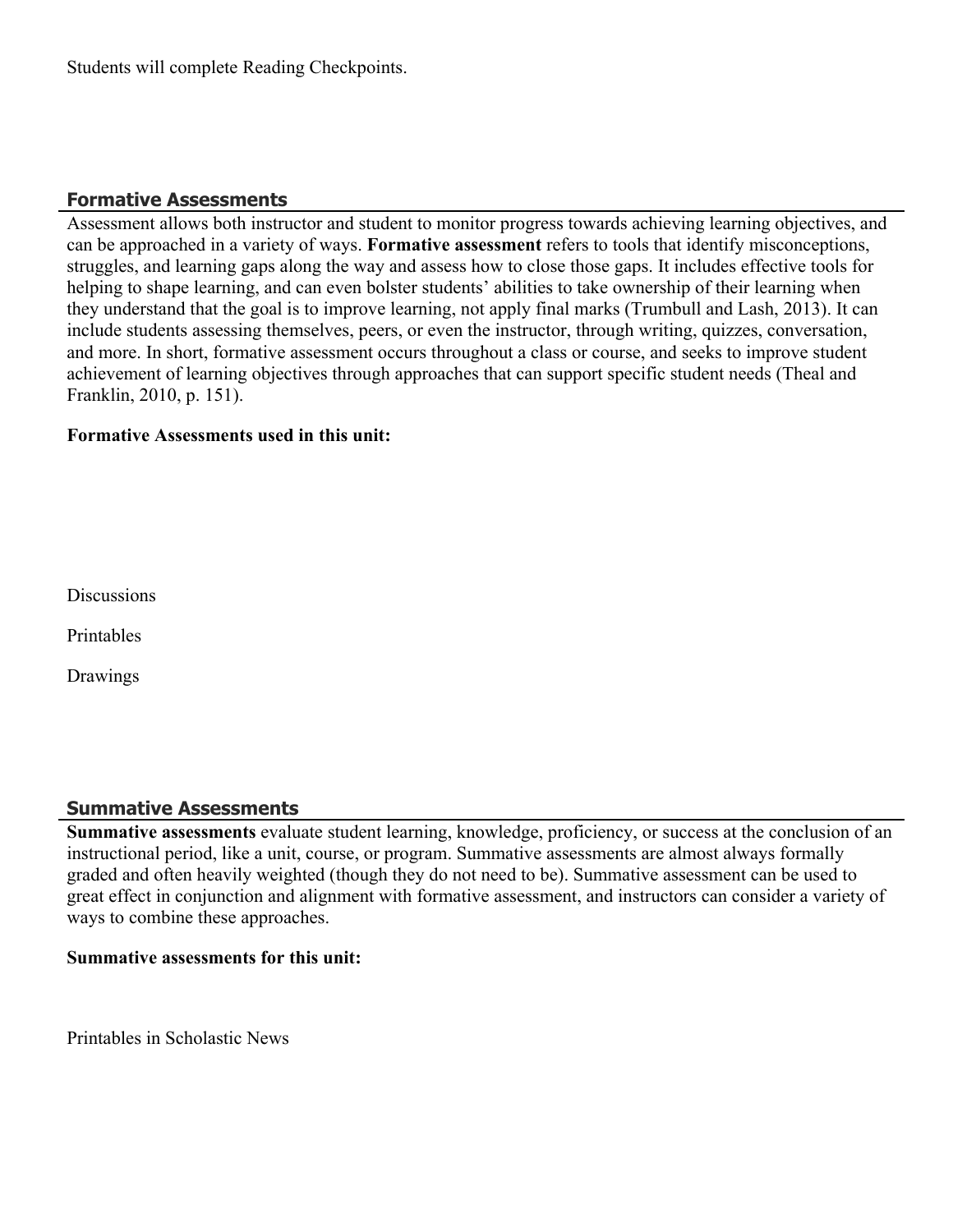Students will complete Reading Checkpoints.

## Formative Assessments

Assessment allows both instructor and student to monitor progress towards achieving learning objectives, and can be approached in a variety of ways. **Formative assessment** refers to tools that identify misconceptions, struggles, and learning gaps along the way and assess how to close those gaps. It includes effective tools for helping to shape learning, and can even bolster students' abilities to take ownership of their learning when they understand that the goal is to improve learning, not apply final marks (Trumbull and Lash, 2013). It can include students assessing themselves, peers, or even the instructor, through writing, quizzes, conversation, and more. In short, formative assessment occurs throughout a class or course, and seeks to improve student achievement of learning objectives through approaches that can support specific student needs (Theal and Franklin, 2010, p. 151).

**Formative Assessments used in this unit:**

Discussions

Printables

Drawings

## Summative Assessments

**Summative assessments** evaluate student learning, knowledge, proficiency, or success at the conclusion of an instructional period, like a unit, course, or program. Summative assessments are almost always formally graded and often heavily weighted (though they do not need to be). Summative assessment can be used to great effect in conjunction and alignment with formative assessment, and instructors can consider a variety of ways to combine these approaches.

**Summative assessments for this unit:**

Printables in Scholastic News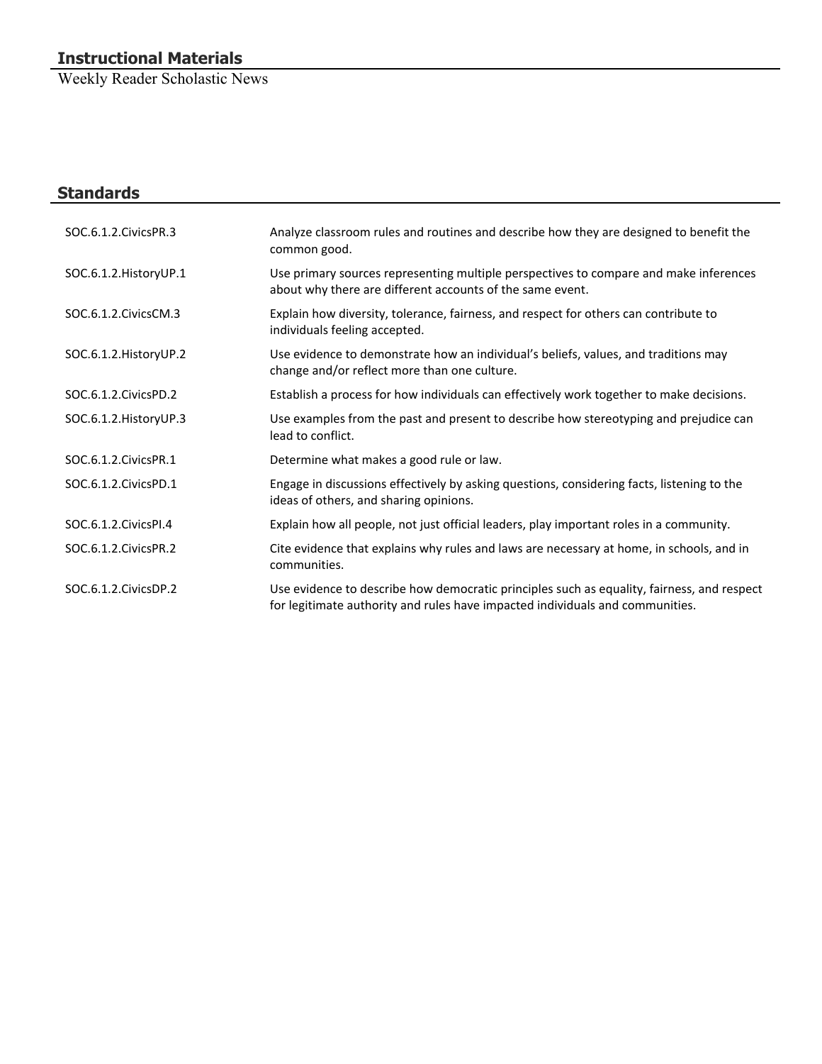## Instructional Materials

Weekly Reader Scholastic News

## Standards

| | |
|---|---|
| SOC.6.1.2.CivicsPR.3 | Analyze classroom rules and routines and describe how they are designed to benefit the common good. |
| SOC.6.1.2.HistoryUP.1 | Use primary sources representing multiple perspectives to compare and make inferences about why there are different accounts of the same event. |
| SOC.6.1.2.CivicsCM.3 | Explain how diversity, tolerance, fairness, and respect for others can contribute to individuals feeling accepted. |
| SOC.6.1.2.HistoryUP.2 | Use evidence to demonstrate how an individual's beliefs, values, and traditions may change and/or reflect more than one culture. |
| SOC.6.1.2.CivicsPD.2 | Establish a process for how individuals can effectively work together to make decisions. |
| SOC.6.1.2.HistoryUP.3 | Use examples from the past and present to describe how stereotyping and prejudice can lead to conflict. |
| SOC.6.1.2.CivicsPR.1 | Determine what makes a good rule or law. |
| SOC.6.1.2.CivicsPD.1 | Engage in discussions effectively by asking questions, considering facts, listening to the ideas of others, and sharing opinions. |
| SOC.6.1.2.CivicsPI.4 | Explain how all people, not just official leaders, play important roles in a community. |
| SOC.6.1.2.CivicsPR.2 | Cite evidence that explains why rules and laws are necessary at home, in schools, and in communities. |
| SOC.6.1.2.CivicsDP.2 | Use evidence to describe how democratic principles such as equality, fairness, and respect for legitimate authority and rules have impacted individuals and communities. |